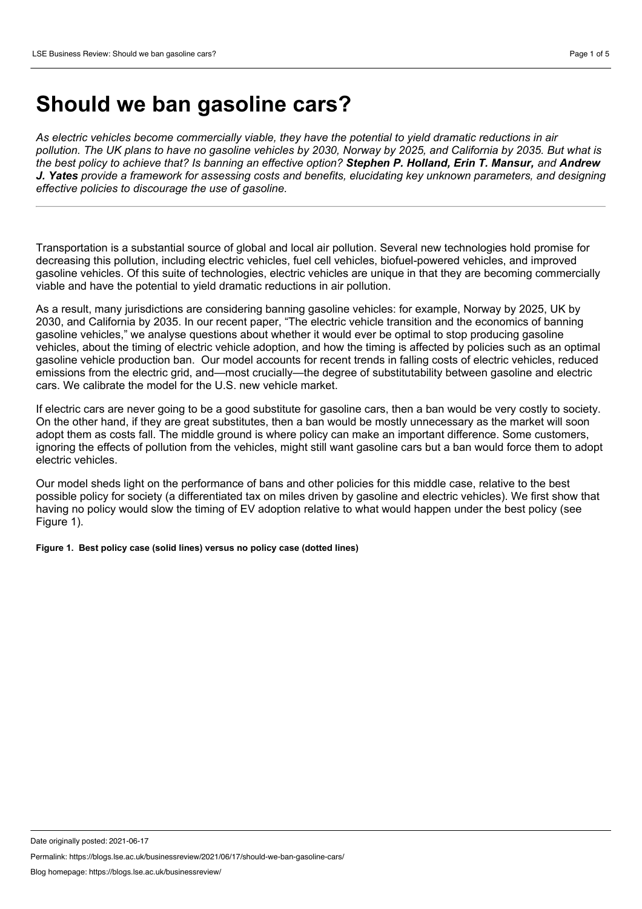# Should we ban gasoline cars?

*As electric vehicles become commercially viable, they have the potential to yield dramatic reductions in air pollution. The UK plans to have no gasoline vehicles by 2030, Norway by 2025, and California by 2035. But what is the best policy to achieve that? Is banning an effective option?* ***Stephen P. Holland, Erin T. Mansur,*** *and* ***Andrew J. Yates*** *provide a framework for assessing costs and benefits, elucidating key unknown parameters, and designing effective policies to discourage the use of gasoline.*

---

Transportation is a substantial source of global and local air pollution. Several new technologies hold promise for decreasing this pollution, including electric vehicles, fuel cell vehicles, biofuel-powered vehicles, and improved gasoline vehicles. Of this suite of technologies, electric vehicles are unique in that they are becoming commercially viable and have the potential to yield dramatic reductions in air pollution.

As a result, many jurisdictions are considering banning gasoline vehicles: for example, Norway by 2025, UK by 2030, and California by 2035. In our recent paper, "The electric vehicle transition and the economics of banning gasoline vehicles," we analyse questions about whether it would ever be optimal to stop producing gasoline vehicles, about the timing of electric vehicle adoption, and how the timing is affected by policies such as an optimal gasoline vehicle production ban. Our model accounts for recent trends in falling costs of electric vehicles, reduced emissions from the electric grid, and—most crucially—the degree of substitutability between gasoline and electric cars. We calibrate the model for the U.S. new vehicle market.

If electric cars are never going to be a good substitute for gasoline cars, then a ban would be very costly to society. On the other hand, if they are great substitutes, then a ban would be mostly unnecessary as the market will soon adopt them as costs fall. The middle ground is where policy can make an important difference. Some customers, ignoring the effects of pollution from the vehicles, might still want gasoline cars but a ban would force them to adopt electric vehicles.

Our model sheds light on the performance of bans and other policies for this middle case, relative to the best possible policy for society (a differentiated tax on miles driven by gasoline and electric vehicles). We first show that having no policy would slow the timing of EV adoption relative to what would happen under the best policy (see Figure 1).

**Figure 1. Best policy case (solid lines) versus no policy case (dotted lines)**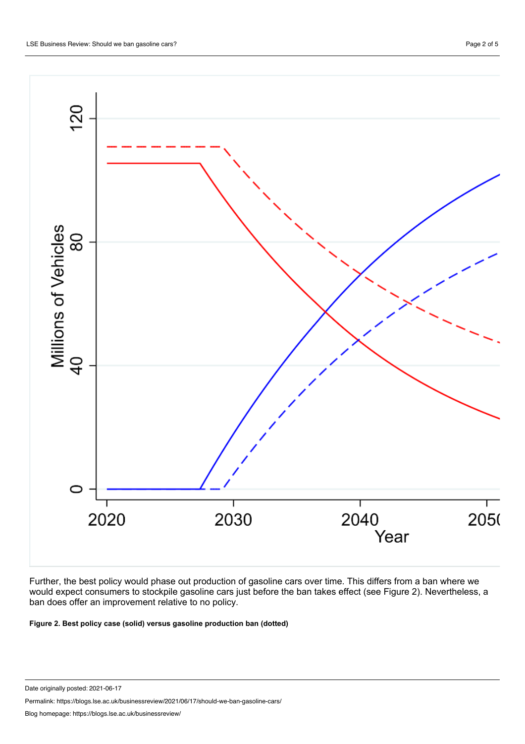Further, the best policy would phase out production of gasoline cars over time. This differs from a ban where we would expect consumers to stockpile gasoline cars just before the ban takes effect (see Figure 2). Nevertheless, a ban does offer an improvement relative to no policy.

**Figure 2. Best policy case (solid) versus gasoline production ban (dotted)**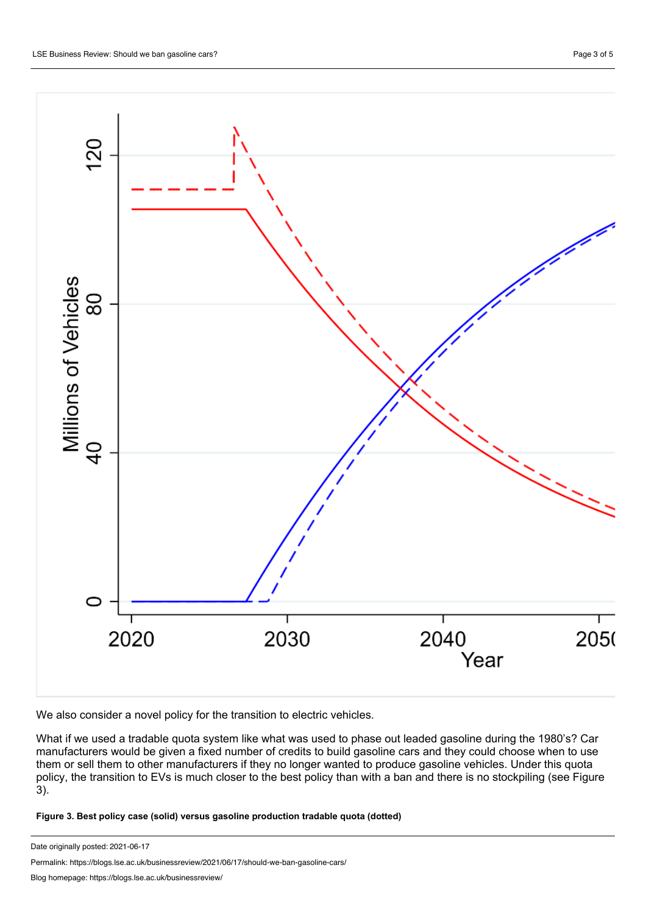We also consider a novel policy for the transition to electric vehicles.

What if we used a tradable quota system like what was used to phase out leaded gasoline during the 1980's? Car manufacturers would be given a fixed number of credits to build gasoline cars and they could choose when to use them or sell them to other manufacturers if they no longer wanted to produce gasoline vehicles. Under this quota policy, the transition to EVs is much closer to the best policy than with a ban and there is no stockpiling (see Figure 3).

**Figure 3. Best policy case (solid) versus gasoline production tradable quota (dotted)**

Date originally posted: 2021-06-17

Permalink: https://blogs.lse.ac.uk/businessreview/2021/06/17/should-we-ban-gasoline-cars/

Blog homepage: https://blogs.lse.ac.uk/businessreview/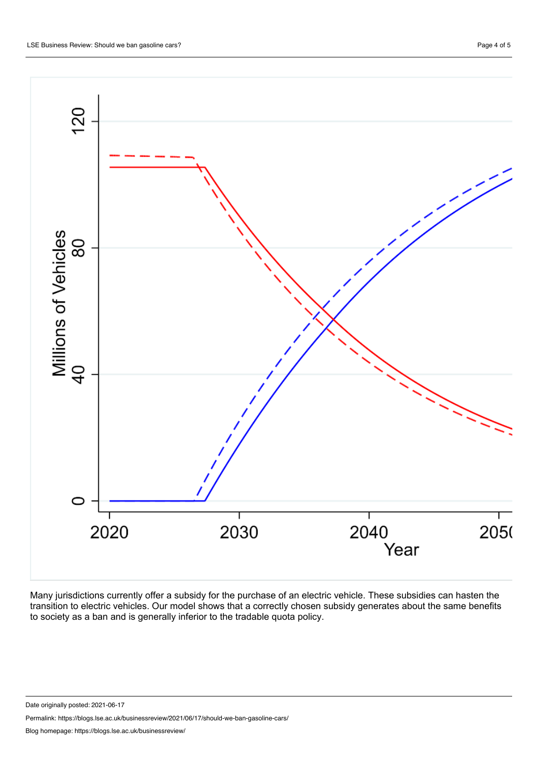Many jurisdictions currently offer a subsidy for the purchase of an electric vehicle. These subsidies can hasten the transition to electric vehicles. Our model shows that a correctly chosen subsidy generates about the same benefits to society as a ban and is generally inferior to the tradable quota policy.

Date originally posted: 2021-06-17

Permalink: https://blogs.lse.ac.uk/businessreview/2021/06/17/should-we-ban-gasoline-cars/

Blog homepage: https://blogs.lse.ac.uk/businessreview/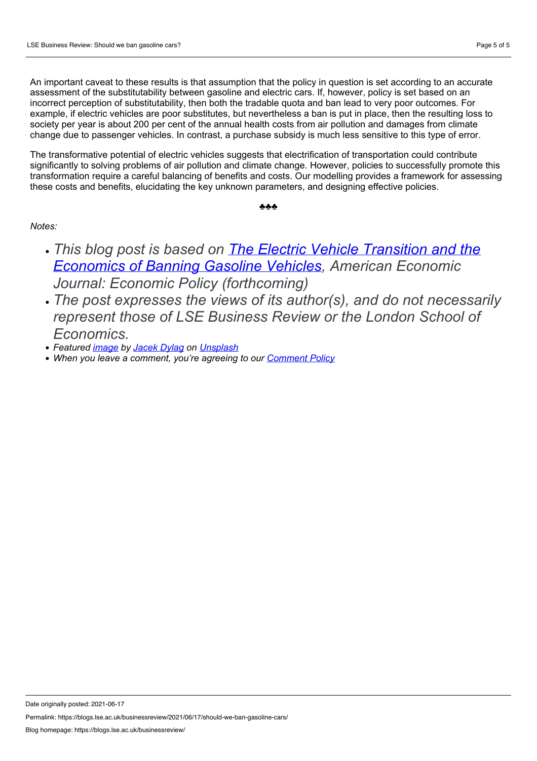An important caveat to these results is that assumption that the policy in question is set according to an accurate assessment of the substitutability between gasoline and electric cars. If, however, policy is set based on an incorrect perception of substitutability, then both the tradable quota and ban lead to very poor outcomes. For example, if electric vehicles are poor substitutes, but nevertheless a ban is put in place, then the resulting loss to society per year is about 200 per cent of the annual health costs from air pollution and damages from climate change due to passenger vehicles. In contrast, a purchase subsidy is much less sensitive to this type of error.

The transformative potential of electric vehicles suggests that electrification of transportation could contribute significantly to solving problems of air pollution and climate change. However, policies to successfully promote this transformation require a careful balancing of benefits and costs. Our modelling provides a framework for assessing these costs and benefits, elucidating the key unknown parameters, and designing effective policies.

♣♣♣

*Notes:*

- *This blog post is based on The Electric Vehicle Transition and the Economics of Banning Gasoline Vehicles, American Economic Journal: Economic Policy (forthcoming)*
- *The post expresses the views of its author(s), and do not necessarily represent those of LSE Business Review or the London School of Economics.*
- *Featured image by Jacek Dylag on Unsplash*
- *When you leave a comment, you're agreeing to our Comment Policy*

Date originally posted: 2021-06-17

Permalink: https://blogs.lse.ac.uk/businessreview/2021/06/17/should-we-ban-gasoline-cars/

Blog homepage: https://blogs.lse.ac.uk/businessreview/